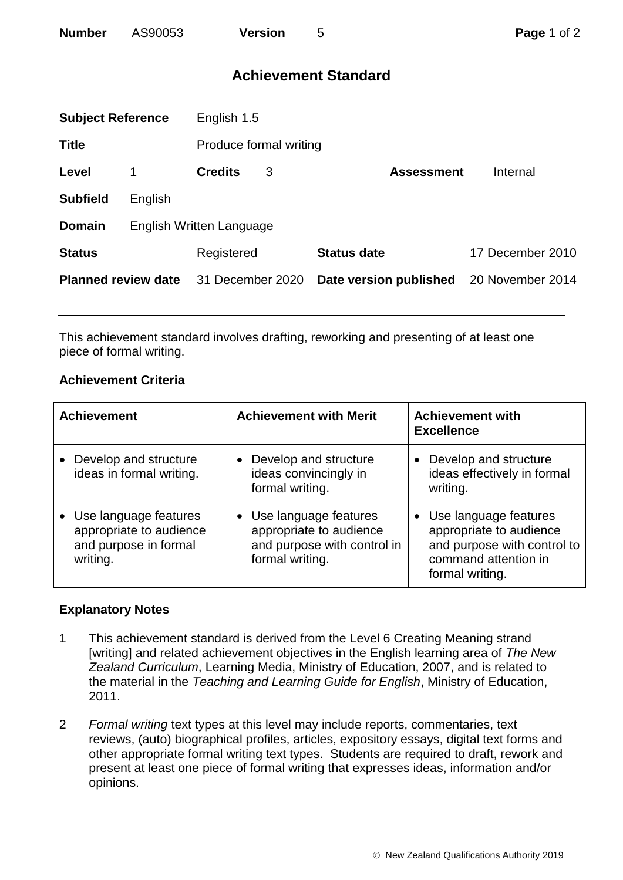# Achievement Standard

| | | | | | |
|---|---|---|---|---|---|
| **Subject Reference** | | English 1.5 | | | |
| **Title** | | Produce formal writing | | | |
| **Level** | 1 | **Credits** | 3 | **Assessment** | Internal |
| **Subfield** | English | | | | |
| **Domain** | English Written Language | | | | |
| **Status** | | Registered | | **Status date** | 17 December 2010 |
| **Planned review date** | | 31 December 2020 | | **Date version published** | 20 November 2014 |

This achievement standard involves drafting, reworking and presenting of at least one piece of formal writing.

## Achievement Criteria

| Achievement | Achievement with Merit | Achievement with Excellence |
|---|---|---|
| • Develop and structure ideas in formal writing. | • Develop and structure ideas convincingly in formal writing. | • Develop and structure ideas effectively in formal writing. |
| • Use language features appropriate to audience and purpose in formal writing. | • Use language features appropriate to audience and purpose with control in formal writing. | • Use language features appropriate to audience and purpose with control to command attention in formal writing. |

## Explanatory Notes

1. This achievement standard is derived from the Level 6 Creating Meaning strand [writing] and related achievement objectives in the English learning area of *The New Zealand Curriculum*, Learning Media, Ministry of Education, 2007, and is related to the material in the *Teaching and Learning Guide for English*, Ministry of Education, 2011.

2. *Formal writing* text types at this level may include reports, commentaries, text reviews, (auto) biographical profiles, articles, expository essays, digital text forms and other appropriate formal writing text types. Students are required to draft, rework and present at least one piece of formal writing that expresses ideas, information and/or opinions.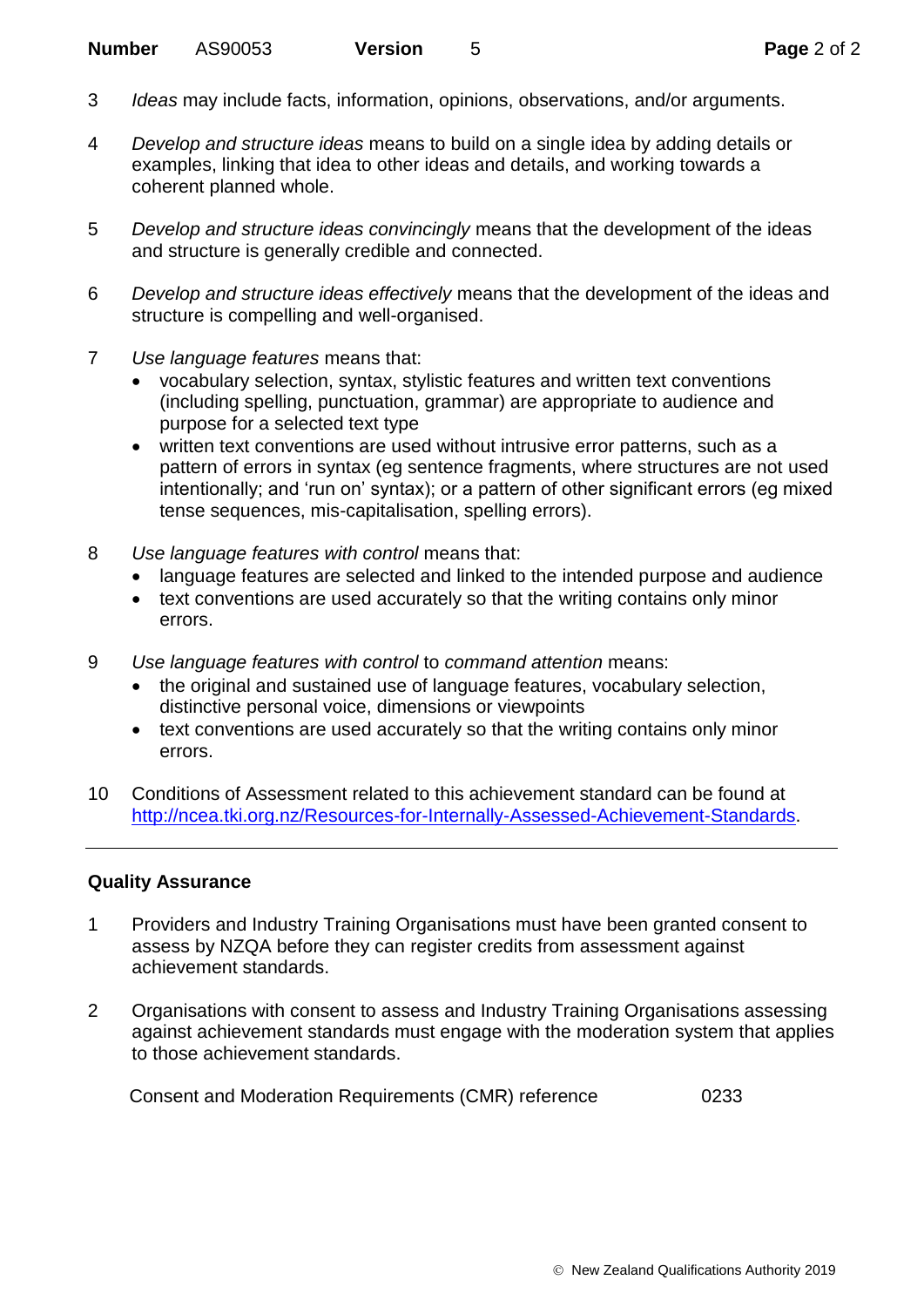3 *Ideas* may include facts, information, opinions, observations, and/or arguments.

4 *Develop and structure ideas* means to build on a single idea by adding details or examples, linking that idea to other ideas and details, and working towards a coherent planned whole.

5 *Develop and structure ideas convincingly* means that the development of the ideas and structure is generally credible and connected.

6 *Develop and structure ideas effectively* means that the development of the ideas and structure is compelling and well-organised.

7 *Use language features* means that:
- vocabulary selection, syntax, stylistic features and written text conventions (including spelling, punctuation, grammar) are appropriate to audience and purpose for a selected text type
- written text conventions are used without intrusive error patterns, such as a pattern of errors in syntax (eg sentence fragments, where structures are not used intentionally; and 'run on' syntax); or a pattern of other significant errors (eg mixed tense sequences, mis-capitalisation, spelling errors).

8 *Use language features with control* means that:
- language features are selected and linked to the intended purpose and audience
- text conventions are used accurately so that the writing contains only minor errors.

9 *Use language features with control* to *command attention* means:
- the original and sustained use of language features, vocabulary selection, distinctive personal voice, dimensions or viewpoints
- text conventions are used accurately so that the writing contains only minor errors.

10 Conditions of Assessment related to this achievement standard can be found at http://ncea.tki.org.nz/Resources-for-Internally-Assessed-Achievement-Standards.

## Quality Assurance

1 Providers and Industry Training Organisations must have been granted consent to assess by NZQA before they can register credits from assessment against achievement standards.

2 Organisations with consent to assess and Industry Training Organisations assessing against achievement standards must engage with the moderation system that applies to those achievement standards.

| | |
|---|---|
| Consent and Moderation Requirements (CMR) reference | 0233 |